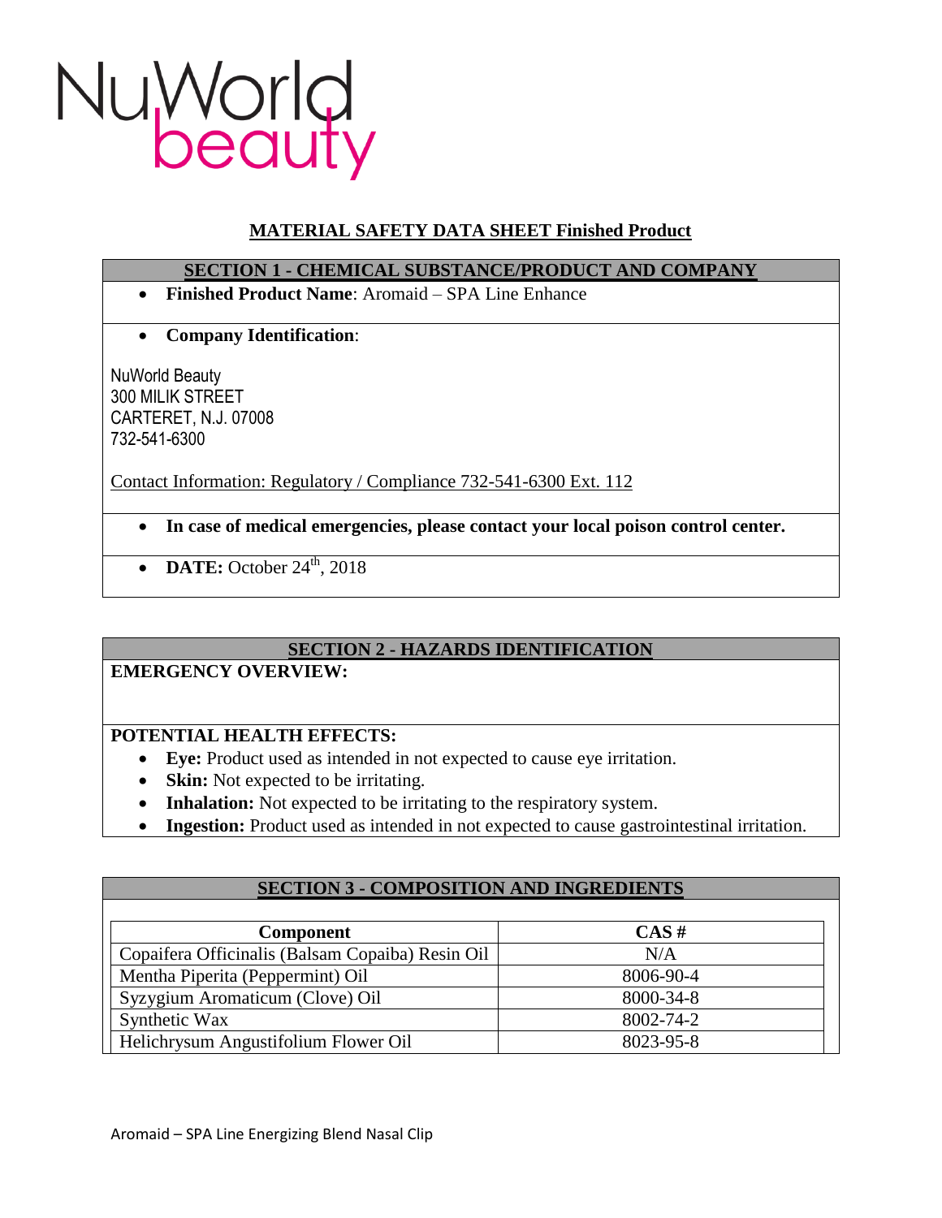NuWorld beauty

# MATERIAL SAFETY DATA SHEET Finished Product

## SECTION 1 - CHEMICAL SUBSTANCE/PRODUCT AND COMPANY

- **Finished Product Name**: Aromaid – SPA Line Enhance

- **Company Identification**:

NuWorld Beauty
300 MILIK STREET
CARTERET, N.J. 07008
732-541-6300

Contact Information: Regulatory / Compliance 732-541-6300 Ext. 112

- **In case of medical emergencies, please contact your local poison control center.**

- **DATE:** October 24th, 2018

## SECTION 2 - HAZARDS IDENTIFICATION

**EMERGENCY OVERVIEW:**

**POTENTIAL HEALTH EFFECTS:**

- **Eye:** Product used as intended in not expected to cause eye irritation.
- **Skin:** Not expected to be irritating.
- **Inhalation:** Not expected to be irritating to the respiratory system.
- **Ingestion:** Product used as intended in not expected to cause gastrointestinal irritation.

## SECTION 3 - COMPOSITION AND INGREDIENTS

| Component | CAS # |
|---|---|
| Copaifera Officinalis (Balsam Copaiba) Resin Oil | N/A |
| Mentha Piperita (Peppermint) Oil | 8006-90-4 |
| Syzygium Aromaticum (Clove) Oil | 8000-34-8 |
| Synthetic Wax | 8002-74-2 |
| Helichrysum Angustifolium Flower Oil | 8023-95-8 |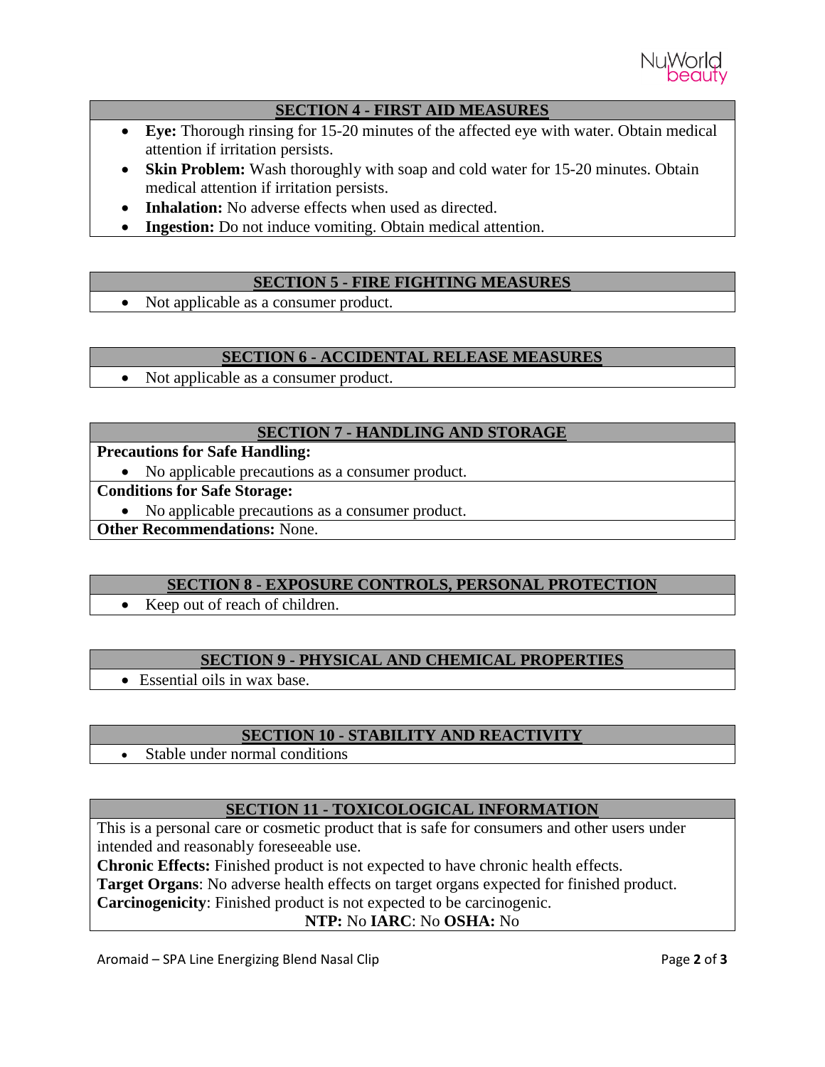## SECTION 4 - FIRST AID MEASURES

- **Eye:** Thorough rinsing for 15-20 minutes of the affected eye with water. Obtain medical attention if irritation persists.
- **Skin Problem:** Wash thoroughly with soap and cold water for 15-20 minutes. Obtain medical attention if irritation persists.
- **Inhalation:** No adverse effects when used as directed.
- **Ingestion:** Do not induce vomiting. Obtain medical attention.

## SECTION 5 - FIRE FIGHTING MEASURES

- Not applicable as a consumer product.

## SECTION 6 - ACCIDENTAL RELEASE MEASURES

- Not applicable as a consumer product.

## SECTION 7 - HANDLING AND STORAGE

**Precautions for Safe Handling:**

- No applicable precautions as a consumer product.

**Conditions for Safe Storage:**

- No applicable precautions as a consumer product.

**Other Recommendations:** None.

## SECTION 8 - EXPOSURE CONTROLS, PERSONAL PROTECTION

- Keep out of reach of children.

## SECTION 9 - PHYSICAL AND CHEMICAL PROPERTIES

- Essential oils in wax base.

## SECTION 10 - STABILITY AND REACTIVITY

- Stable under normal conditions

## SECTION 11 - TOXICOLOGICAL INFORMATION

This is a personal care or cosmetic product that is safe for consumers and other users under intended and reasonably foreseeable use.

**Chronic Effects:** Finished product is not expected to have chronic health effects.

**Target Organs**: No adverse health effects on target organs expected for finished product.

**Carcinogenicity**: Finished product is not expected to be carcinogenic.

**NTP:** No **IARC**: No **OSHA:** No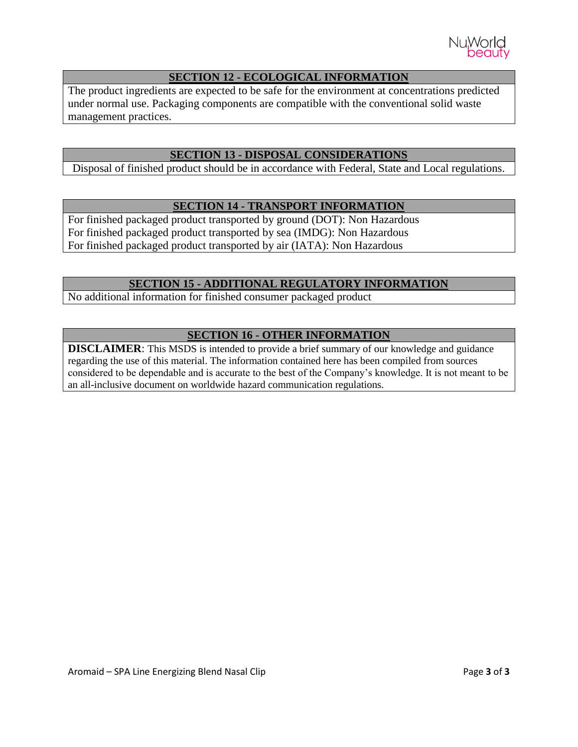## SECTION 12 - ECOLOGICAL INFORMATION

The product ingredients are expected to be safe for the environment at concentrations predicted under normal use. Packaging components are compatible with the conventional solid waste management practices.

## SECTION 13 - DISPOSAL CONSIDERATIONS

Disposal of finished product should be in accordance with Federal, State and Local regulations.

## SECTION 14 - TRANSPORT INFORMATION

For finished packaged product transported by ground (DOT): Non Hazardous
For finished packaged product transported by sea (IMDG): Non Hazardous
For finished packaged product transported by air (IATA): Non Hazardous

## SECTION 15 - ADDITIONAL REGULATORY INFORMATION

No additional information for finished consumer packaged product

## SECTION 16 - OTHER INFORMATION

**DISCLAIMER**: This MSDS is intended to provide a brief summary of our knowledge and guidance regarding the use of this material. The information contained here has been compiled from sources considered to be dependable and is accurate to the best of the Company's knowledge. It is not meant to be an all-inclusive document on worldwide hazard communication regulations.